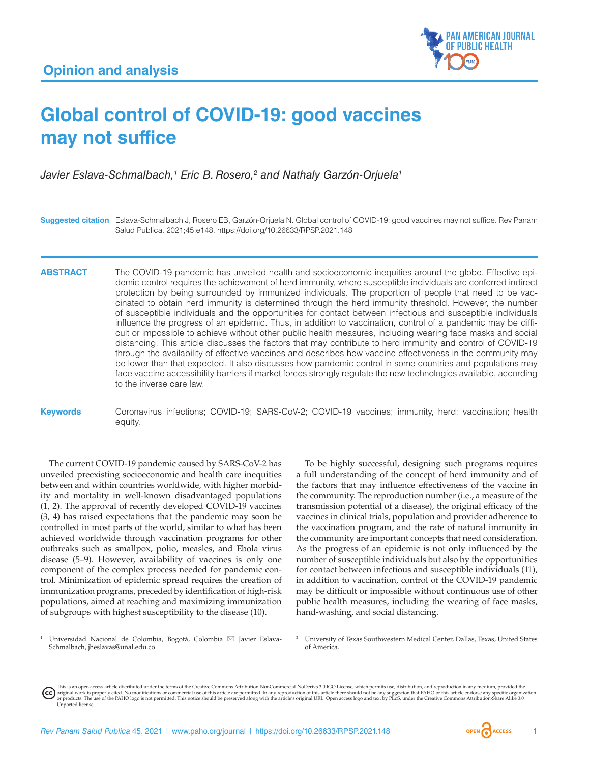Opinion and analysis

# Global control of COVID-19: good vaccines may not suffice

*Javier Eslava-Schmalbach,[1] Eric B. Rosero,[2] and Nathaly Garzón-Orjuela[1]*

**Suggested citation** Eslava-Schmalbach J, Rosero EB, Garzón-Orjuela N. Global control of COVID-19: good vaccines may not suffice. Rev Panam Salud Publica. 2021;45:e148. https://doi.org/10.26633/RPSP.2021.148

**ABSTRACT** The COVID-19 pandemic has unveiled health and socioeconomic inequities around the globe. Effective epidemic control requires the achievement of herd immunity, where susceptible individuals are conferred indirect protection by being surrounded by immunized individuals. The proportion of people that need to be vaccinated to obtain herd immunity is determined through the herd immunity threshold. However, the number of susceptible individuals and the opportunities for contact between infectious and susceptible individuals influence the progress of an epidemic. Thus, in addition to vaccination, control of a pandemic may be difficult or impossible to achieve without other public health measures, including wearing face masks and social distancing. This article discusses the factors that may contribute to herd immunity and control of COVID-19 through the availability of effective vaccines and describes how vaccine effectiveness in the community may be lower than that expected. It also discusses how pandemic control in some countries and populations may face vaccine accessibility barriers if market forces strongly regulate the new technologies available, according to the inverse care law.

**Keywords** Coronavirus infections; COVID-19; SARS-CoV-2; COVID-19 vaccines; immunity, herd; vaccination; health equity.

The current COVID-19 pandemic caused by SARS-CoV-2 has unveiled preexisting socioeconomic and health care inequities between and within countries worldwide, with higher morbidity and mortality in well-known disadvantaged populations (1, 2). The approval of recently developed COVID-19 vaccines (3, 4) has raised expectations that the pandemic may soon be controlled in most parts of the world, similar to what has been achieved worldwide through vaccination programs for other outbreaks such as smallpox, polio, measles, and Ebola virus disease (5–9). However, availability of vaccines is only one component of the complex process needed for pandemic control. Minimization of epidemic spread requires the creation of immunization programs, preceded by identification of high-risk populations, aimed at reaching and maximizing immunization of subgroups with highest susceptibility to the disease (10).

To be highly successful, designing such programs requires a full understanding of the concept of herd immunity and of the factors that may influence effectiveness of the vaccine in the community. The reproduction number (i.e., a measure of the transmission potential of a disease), the original efficacy of the vaccines in clinical trials, population and provider adherence to the vaccination program, and the rate of natural immunity in the community are important concepts that need consideration. As the progress of an epidemic is not only influenced by the number of susceptible individuals but also by the opportunities for contact between infectious and susceptible individuals (11), in addition to vaccination, control of the COVID-19 pandemic may be difficult or impossible without continuous use of other public health measures, including the wearing of face masks, hand-washing, and social distancing.

[1] Universidad Nacional de Colombia, Bogotá, Colombia ✉ Javier Eslava-Schmalbach, jheslavas@unal.edu.co

[2] University of Texas Southwestern Medical Center, Dallas, Texas, United States of America.

This is an open access article distributed under the terms of the Creative Commons Attribution-NonCommercial-NoDerivs 3.0 IGO License, which permits use, distribution, and reproduction in any medium, provided the original work is properly cited. No modifications or commercial use of this article are permitted. In any reproduction of this article there should not be any suggestion that PAHO or this article endorse any specific organization or products. The use of the PAHO logo is not permitted. This notice should be preserved along with the article's original URL. Open access logo and text by PLoS, under the Creative Commons Attribution-Share Alike 3.0 Unported license.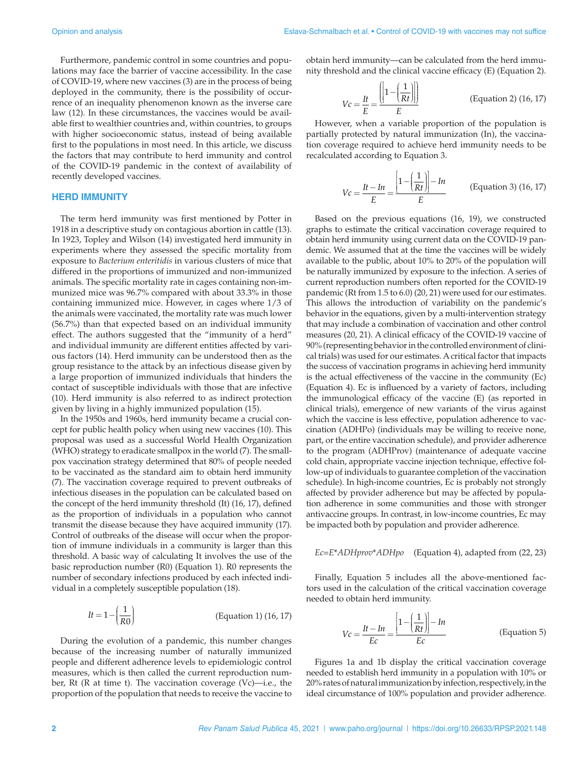Furthermore, pandemic control in some countries and populations may face the barrier of vaccine accessibility. In the case of COVID-19, where new vaccines (3) are in the process of being deployed in the community, there is the possibility of occurrence of an inequality phenomenon known as the inverse care law (12). In these circumstances, the vaccines would be available first to wealthier countries and, within countries, to groups with higher socioeconomic status, instead of being available first to the populations in most need. In this article, we discuss the factors that may contribute to herd immunity and control of the COVID-19 pandemic in the context of availability of recently developed vaccines.

## HERD IMMUNITY

The term herd immunity was first mentioned by Potter in 1918 in a descriptive study on contagious abortion in cattle (13). In 1923, Topley and Wilson (14) investigated herd immunity in experiments where they assessed the specific mortality from exposure to *Bacterium enteritidis* in various clusters of mice that differed in the proportions of immunized and non-immunized animals. The specific mortality rate in cages containing non-immunized mice was 96.7% compared with about 33.3% in those containing immunized mice. However, in cages where 1/3 of the animals were vaccinated, the mortality rate was much lower (56.7%) than that expected based on an individual immunity effect. The authors suggested that the "immunity of a herd" and individual immunity are different entities affected by various factors (14). Herd immunity can be understood then as the group resistance to the attack by an infectious disease given by a large proportion of immunized individuals that hinders the contact of susceptible individuals with those that are infective (10). Herd immunity is also referred to as indirect protection given by living in a highly immunized population (15).

In the 1950s and 1960s, herd immunity became a crucial concept for public health policy when using new vaccines (10). This proposal was used as a successful World Health Organization (WHO) strategy to eradicate smallpox in the world (7). The smallpox vaccination strategy determined that 80% of people needed to be vaccinated as the standard aim to obtain herd immunity (7). The vaccination coverage required to prevent outbreaks of infectious diseases in the population can be calculated based on the concept of the herd immunity threshold (It) (16, 17), defined as the proportion of individuals in a population who cannot transmit the disease because they have acquired immunity (17). Control of outbreaks of the disease will occur when the proportion of immune individuals in a community is larger than this threshold. A basic way of calculating It involves the use of the basic reproduction number (R0) (Equation 1). R0 represents the number of secondary infections produced by each infected individual in a completely susceptible population (18).

$$It = 1 - \left(\frac{1}{R0}\right) \qquad \text{(Equation 1) (16, 17)}$$

During the evolution of a pandemic, this number changes because of the increasing number of naturally immunized people and different adherence levels to epidemiologic control measures, which is then called the current reproduction number, Rt (R at time t). The vaccination coverage (Vc)—i.e., the proportion of the population that needs to receive the vaccine to obtain herd immunity—can be calculated from the herd immunity threshold and the clinical vaccine efficacy (E) (Equation 2).

$$Vc = \frac{It}{E} = \frac{\left(\left[1 - \left(\frac{1}{Rt}\right)\right]\right)}{E} \qquad \text{(Equation 2) (16, 17)}$$

However, when a variable proportion of the population is partially protected by natural immunization (In), the vaccination coverage required to achieve herd immunity needs to be recalculated according to Equation 3.

$$Vc = \frac{It - In}{E} = \frac{\left[1 - \left(\frac{1}{Rt}\right)\right] - In}{E} \qquad \text{(Equation 3) (16, 17)}$$

Based on the previous equations (16, 19), we constructed graphs to estimate the critical vaccination coverage required to obtain herd immunity using current data on the COVID-19 pandemic. We assumed that at the time the vaccines will be widely available to the public, about 10% to 20% of the population will be naturally immunized by exposure to the infection. A series of current reproduction numbers often reported for the COVID-19 pandemic (Rt from 1.5 to 6.0) (20, 21) were used for our estimates. This allows the introduction of variability on the pandemic's behavior in the equations, given by a multi-intervention strategy that may include a combination of vaccination and other control measures (20, 21). A clinical efficacy of the COVID-19 vaccine of 90% (representing behavior in the controlled environment of clinical trials) was used for our estimates. A critical factor that impacts the success of vaccination programs in achieving herd immunity is the actual effectiveness of the vaccine in the community (Ec) (Equation 4). Ec is influenced by a variety of factors, including the immunological efficacy of the vaccine (E) (as reported in clinical trials), emergence of new variants of the virus against which the vaccine is less effective, population adherence to vaccination (ADHPo) (individuals may be willing to receive none, part, or the entire vaccination schedule), and provider adherence to the program (ADHProv) (maintenance of adequate vaccine cold chain, appropriate vaccine injection technique, effective follow-up of individuals to guarantee completion of the vaccination schedule). In high-income countries, Ec is probably not strongly affected by provider adherence but may be affected by population adherence in some communities and those with stronger antivaccine groups. In contrast, in low-income countries, Ec may be impacted both by population and provider adherence.

$$Ec = E * ADHprov * ADHpo \qquad \text{(Equation 4), adapted from (22, 23)}$$

Finally, Equation 5 includes all the above-mentioned factors used in the calculation of the critical vaccination coverage needed to obtain herd immunity.

$$Vc = \frac{It - In}{Ec} = \frac{\left[1 - \left(\frac{1}{Rt}\right)\right] - In}{Ec} \qquad \text{(Equation 5)}$$

Figures 1a and 1b display the critical vaccination coverage needed to establish herd immunity in a population with 10% or 20% rates of natural immunization by infection, respectively, in the ideal circumstance of 100% population and provider adherence.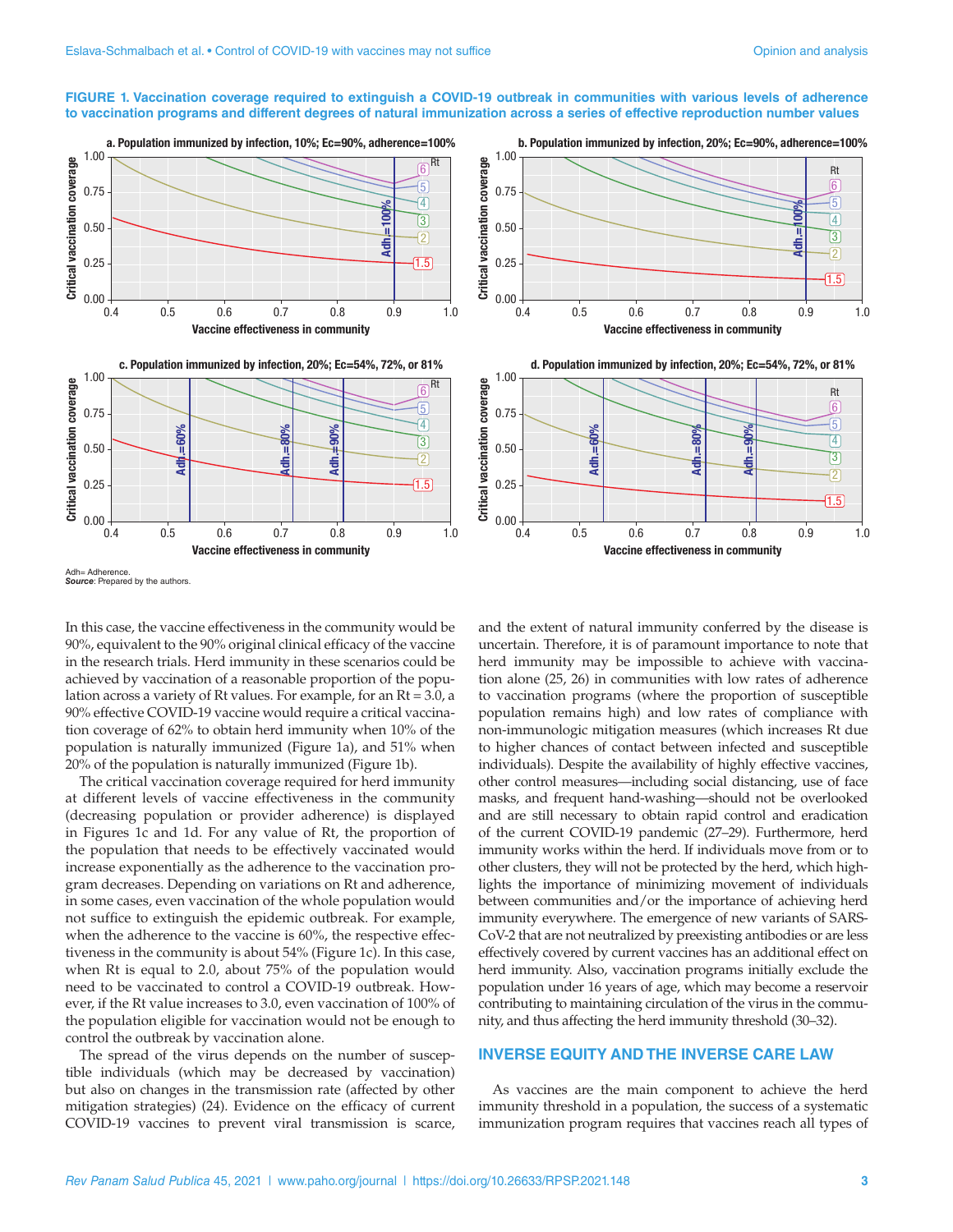**FIGURE 1. Vaccination coverage required to extinguish a COVID-19 outbreak in communities with various levels of adherence to vaccination programs and different degrees of natural immunization across a series of effective reproduction number values**

Adh= Adherence.
*Source*: Prepared by the authors.

In this case, the vaccine effectiveness in the community would be 90%, equivalent to the 90% original clinical efficacy of the vaccine in the research trials. Herd immunity in these scenarios could be achieved by vaccination of a reasonable proportion of the population across a variety of Rt values. For example, for an Rt = 3.0, a 90% effective COVID-19 vaccine would require a critical vaccination coverage of 62% to obtain herd immunity when 10% of the population is naturally immunized (Figure 1a), and 51% when 20% of the population is naturally immunized (Figure 1b).

The critical vaccination coverage required for herd immunity at different levels of vaccine effectiveness in the community (decreasing population or provider adherence) is displayed in Figures 1c and 1d. For any value of Rt, the proportion of the population that needs to be effectively vaccinated would increase exponentially as the adherence to the vaccination program decreases. Depending on variations on Rt and adherence, in some cases, even vaccination of the whole population would not suffice to extinguish the epidemic outbreak. For example, when the adherence to the vaccine is 60%, the respective effectiveness in the community is about 54% (Figure 1c). In this case, when Rt is equal to 2.0, about 75% of the population would need to be vaccinated to control a COVID-19 outbreak. However, if the Rt value increases to 3.0, even vaccination of 100% of the population eligible for vaccination would not be enough to control the outbreak by vaccination alone.

The spread of the virus depends on the number of susceptible individuals (which may be decreased by vaccination) but also on changes in the transmission rate (affected by other mitigation strategies) (24). Evidence on the efficacy of current COVID-19 vaccines to prevent viral transmission is scarce, and the extent of natural immunity conferred by the disease is uncertain. Therefore, it is of paramount importance to note that herd immunity may be impossible to achieve with vaccination alone (25, 26) in communities with low rates of adherence to vaccination programs (where the proportion of susceptible population remains high) and low rates of compliance with non-immunologic mitigation measures (which increases Rt due to higher chances of contact between infected and susceptible individuals). Despite the availability of highly effective vaccines, other control measures—including social distancing, use of face masks, and frequent hand-washing—should not be overlooked and are still necessary to obtain rapid control and eradication of the current COVID-19 pandemic (27–29). Furthermore, herd immunity works within the herd. If individuals move from or to other clusters, they will not be protected by the herd, which highlights the importance of minimizing movement of individuals between communities and/or the importance of achieving herd immunity everywhere. The emergence of new variants of SARS-CoV-2 that are not neutralized by preexisting antibodies or are less effectively covered by current vaccines has an additional effect on herd immunity. Also, vaccination programs initially exclude the population under 16 years of age, which may become a reservoir contributing to maintaining circulation of the virus in the community, and thus affecting the herd immunity threshold (30–32).

## INVERSE EQUITY AND THE INVERSE CARE LAW

As vaccines are the main component to achieve the herd immunity threshold in a population, the success of a systematic immunization program requires that vaccines reach all types of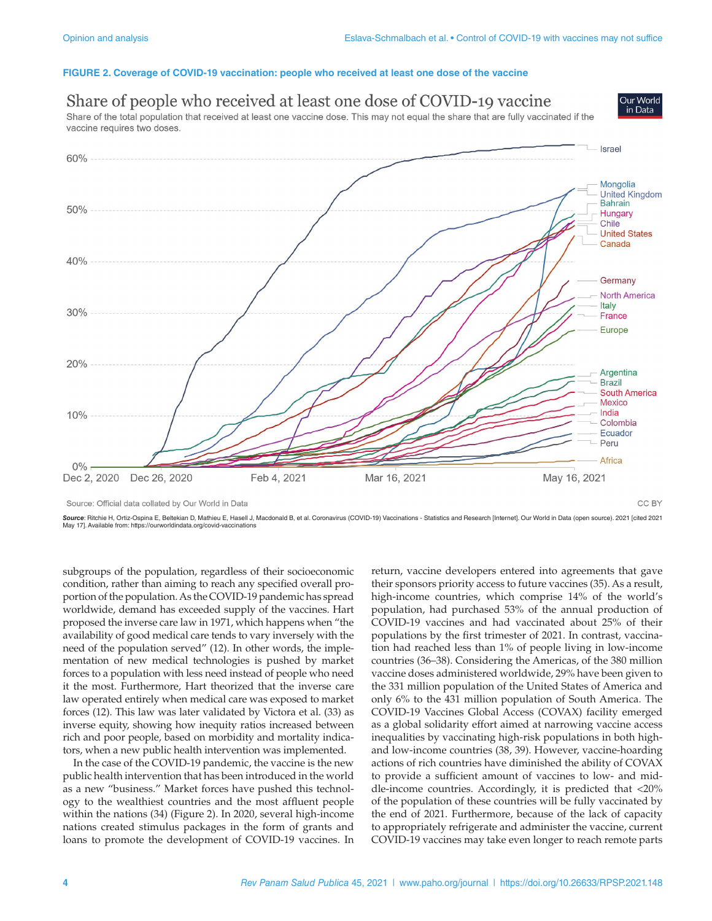**FIGURE 2. Coverage of COVID-19 vaccination: people who received at least one dose of the vaccine**

Share of people who received at least one dose of COVID-19 vaccine

Share of the total population that received at least one vaccine dose. This may not equal the share that are fully vaccinated if the vaccine requires two doses.

Source: Official data collated by Our World in Data

***Source***: Ritchie H, Ortiz-Ospina E, Beltekian D, Mathieu E, Hasell J, Macdonald B, et al. Coronavirus (COVID-19) Vaccinations - Statistics and Research [Internet]. Our World in Data (open source). 2021 [cited 2021 May 17]. Available from: https://ourworldindata.org/covid-vaccinations

subgroups of the population, regardless of their socioeconomic condition, rather than aiming to reach any specified overall proportion of the population. As the COVID-19 pandemic has spread worldwide, demand has exceeded supply of the vaccines. Hart proposed the inverse care law in 1971, which happens when "the availability of good medical care tends to vary inversely with the need of the population served" (12). In other words, the implementation of new medical technologies is pushed by market forces to a population with less need instead of people who need it the most. Furthermore, Hart theorized that the inverse care law operated entirely when medical care was exposed to market forces (12). This law was later validated by Victora et al. (33) as inverse equity, showing how inequity ratios increased between rich and poor people, based on morbidity and mortality indicators, when a new public health intervention was implemented.

In the case of the COVID-19 pandemic, the vaccine is the new public health intervention that has been introduced in the world as a new "business." Market forces have pushed this technology to the wealthiest countries and the most affluent people within the nations (34) (Figure 2). In 2020, several high-income nations created stimulus packages in the form of grants and loans to promote the development of COVID-19 vaccines. In return, vaccine developers entered into agreements that gave their sponsors priority access to future vaccines (35). As a result, high-income countries, which comprise 14% of the world's population, had purchased 53% of the annual production of COVID-19 vaccines and had vaccinated about 25% of their populations by the first trimester of 2021. In contrast, vaccination had reached less than 1% of people living in low-income countries (36–38). Considering the Americas, of the 380 million vaccine doses administered worldwide, 29% have been given to the 331 million population of the United States of America and only 6% to the 431 million population of South America. The COVID-19 Vaccines Global Access (COVAX) facility emerged as a global solidarity effort aimed at narrowing vaccine access inequalities by vaccinating high-risk populations in both high- and low-income countries (38, 39). However, vaccine-hoarding actions of rich countries have diminished the ability of COVAX to provide a sufficient amount of vaccines to low- and middle-income countries. Accordingly, it is predicted that <20% of the population of these countries will be fully vaccinated by the end of 2021. Furthermore, because of the lack of capacity to appropriately refrigerate and administer the vaccine, current COVID-19 vaccines may take even longer to reach remote parts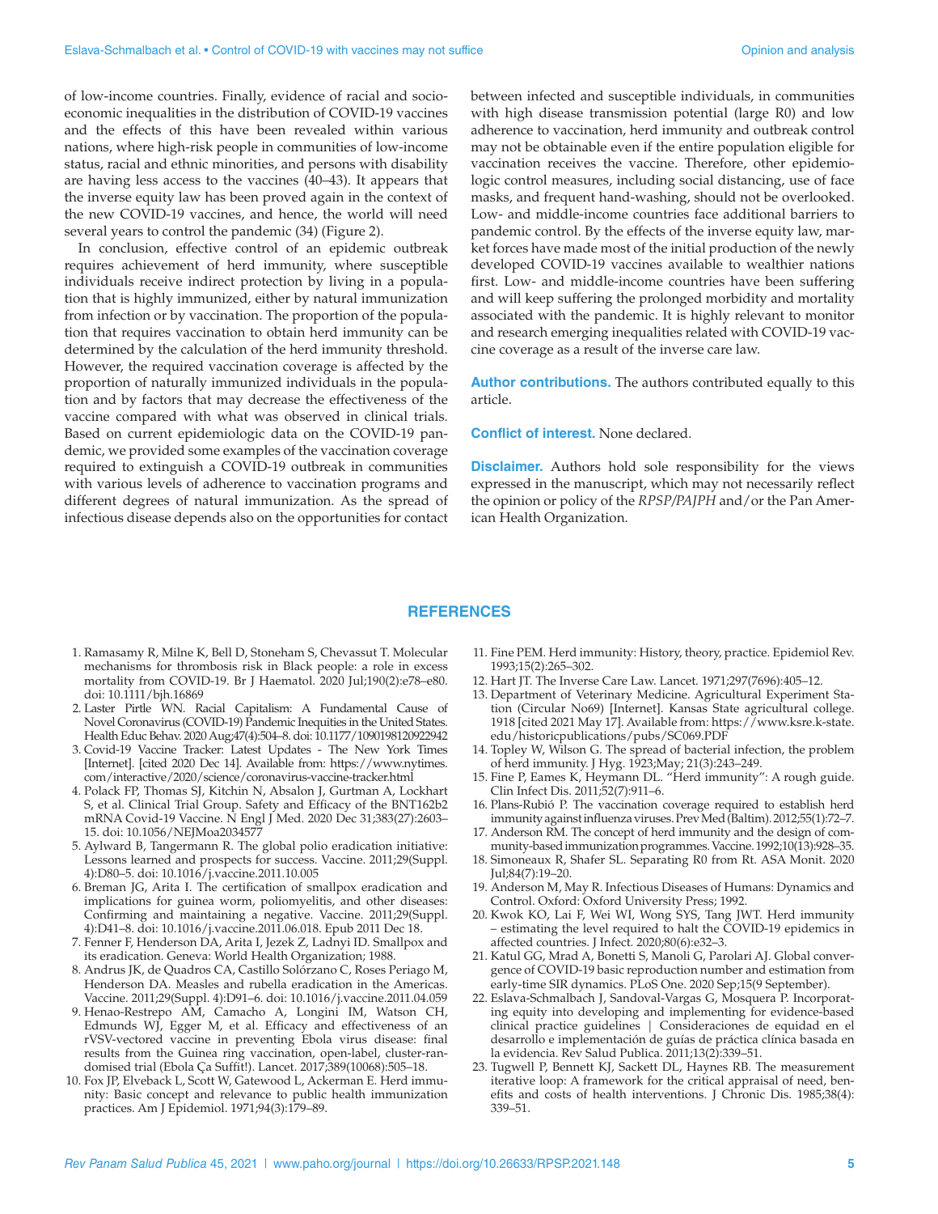of low-income countries. Finally, evidence of racial and socioeconomic inequalities in the distribution of COVID-19 vaccines and the effects of this have been revealed within various nations, where high-risk people in communities of low-income status, racial and ethnic minorities, and persons with disability are having less access to the vaccines (40–43). It appears that the inverse equity law has been proved again in the context of the new COVID-19 vaccines, and hence, the world will need several years to control the pandemic (34) (Figure 2).

In conclusion, effective control of an epidemic outbreak requires achievement of herd immunity, where susceptible individuals receive indirect protection by living in a population that is highly immunized, either by natural immunization from infection or by vaccination. The proportion of the population that requires vaccination to obtain herd immunity can be determined by the calculation of the herd immunity threshold. However, the required vaccination coverage is affected by the proportion of naturally immunized individuals in the population and by factors that may decrease the effectiveness of the vaccine compared with what was observed in clinical trials. Based on current epidemiologic data on the COVID-19 pandemic, we provided some examples of the vaccination coverage required to extinguish a COVID-19 outbreak in communities with various levels of adherence to vaccination programs and different degrees of natural immunization. As the spread of infectious disease depends also on the opportunities for contact between infected and susceptible individuals, in communities with high disease transmission potential (large R0) and low adherence to vaccination, herd immunity and outbreak control may not be obtainable even if the entire population eligible for vaccination receives the vaccine. Therefore, other epidemiologic control measures, including social distancing, use of face masks, and frequent hand-washing, should not be overlooked. Low- and middle-income countries face additional barriers to pandemic control. By the effects of the inverse equity law, market forces have made most of the initial production of the newly developed COVID-19 vaccines available to wealthier nations first. Low- and middle-income countries have been suffering and will keep suffering the prolonged morbidity and mortality associated with the pandemic. It is highly relevant to monitor and research emerging inequalities related with COVID-19 vaccine coverage as a result of the inverse care law.

**Author contributions.** The authors contributed equally to this article.

**Conflict of interest.** None declared.

**Disclaimer.** Authors hold sole responsibility for the views expressed in the manuscript, which may not necessarily reflect the opinion or policy of the *RPSP/PAJPH* and/or the Pan American Health Organization.

## REFERENCES

1. Ramasamy R, Milne K, Bell D, Stoneham S, Chevassut T. Molecular mechanisms for thrombosis risk in Black people: a role in excess mortality from COVID-19. Br J Haematol. 2020 Jul;190(2):e78–e80. doi: 10.1111/bjh.16869
2. Laster Pirtle WN. Racial Capitalism: A Fundamental Cause of Novel Coronavirus (COVID-19) Pandemic Inequities in the United States. Health Educ Behav. 2020 Aug;47(4):504–8. doi: 10.1177/1090198120922942
3. Covid-19 Vaccine Tracker: Latest Updates - The New York Times [Internet]. [cited 2020 Dec 14]. Available from: https://www.nytimes.com/interactive/2020/science/coronavirus-vaccine-tracker.html
4. Polack FP, Thomas SJ, Kitchin N, Absalon J, Gurtman A, Lockhart S, et al. Clinical Trial Group. Safety and Efficacy of the BNT162b2 mRNA Covid-19 Vaccine. N Engl J Med. 2020 Dec 31;383(27):2603–15. doi: 10.1056/NEJMoa2034577
5. Aylward B, Tangermann R. The global polio eradication initiative: Lessons learned and prospects for success. Vaccine. 2011;29(Suppl. 4):D80–5. doi: 10.1016/j.vaccine.2011.10.005
6. Breman JG, Arita I. The certification of smallpox eradication and implications for guinea worm, poliomyelitis, and other diseases: Confirming and maintaining a negative. Vaccine. 2011;29(Suppl. 4):D41–8. doi: 10.1016/j.vaccine.2011.06.018. Epub 2011 Dec 18.
7. Fenner F, Henderson DA, Arita I, Jezek Z, Ladnyi ID. Smallpox and its eradication. Geneva: World Health Organization; 1988.
8. Andrus JK, de Quadros CA, Castillo Solórzano C, Roses Periago M, Henderson DA. Measles and rubella eradication in the Americas. Vaccine. 2011;29(Suppl. 4):D91–6. doi: 10.1016/j.vaccine.2011.04.059
9. Henao-Restrepo AM, Camacho A, Longini IM, Watson CH, Edmunds WJ, Egger M, et al. Efficacy and effectiveness of an rVSV-vectored vaccine in preventing Ebola virus disease: final results from the Guinea ring vaccination, open-label, cluster-randomised trial (Ebola Ça Suffit!). Lancet. 2017;389(10068):505–18.
10. Fox JP, Elveback L, Scott W, Gatewood L, Ackerman E. Herd immunity: Basic concept and relevance to public health immunization practices. Am J Epidemiol. 1971;94(3):179–89.
11. Fine PEM. Herd immunity: History, theory, practice. Epidemiol Rev. 1993;15(2):265–302.
12. Hart JT. The Inverse Care Law. Lancet. 1971;297(7696):405–12.
13. Department of Veterinary Medicine. Agricultural Experiment Station (Circular No69) [Internet]. Kansas State agricultural college. 1918 [cited 2021 May 17]. Available from: https://www.ksre.k-state.edu/historicpublications/pubs/SC069.PDF
14. Topley W, Wilson G. The spread of bacterial infection, the problem of herd immunity. J Hyg. 1923;May; 21(3):243–249.
15. Fine P, Eames K, Heymann DL. "Herd immunity": A rough guide. Clin Infect Dis. 2011;52(7):911–6.
16. Plans-Rubió P. The vaccination coverage required to establish herd immunity against influenza viruses. Prev Med (Baltim). 2012;55(1):72–7.
17. Anderson RM. The concept of herd immunity and the design of community-based immunization programmes. Vaccine. 1992;10(13):928–35.
18. Simoneaux R, Shafer SL. Separating R0 from Rt. ASA Monit. 2020 Jul;84(7):19–20.
19. Anderson M, May R. Infectious Diseases of Humans: Dynamics and Control. Oxford: Oxford University Press; 1992.
20. Kwok KO, Lai F, Wei WI, Wong SYS, Tang JWT. Herd immunity – estimating the level required to halt the COVID-19 epidemics in affected countries. J Infect. 2020;80(6):e32–3.
21. Katul GG, Mrad A, Bonetti S, Manoli G, Parolari AJ. Global convergence of COVID-19 basic reproduction number and estimation from early-time SIR dynamics. PLoS One. 2020 Sep;15(9 September).
22. Eslava-Schmalbach J, Sandoval-Vargas G, Mosquera P. Incorporating equity into developing and implementing for evidence-based clinical practice guidelines | Consideraciones de equidad en el desarrollo e implementación de guías de práctica clínica basada en la evidencia. Rev Salud Publica. 2011;13(2):339–51.
23. Tugwell P, Bennett KJ, Sackett DL, Haynes RB. The measurement iterative loop: A framework for the critical appraisal of need, benefits and costs of health interventions. J Chronic Dis. 1985;38(4): 339–51.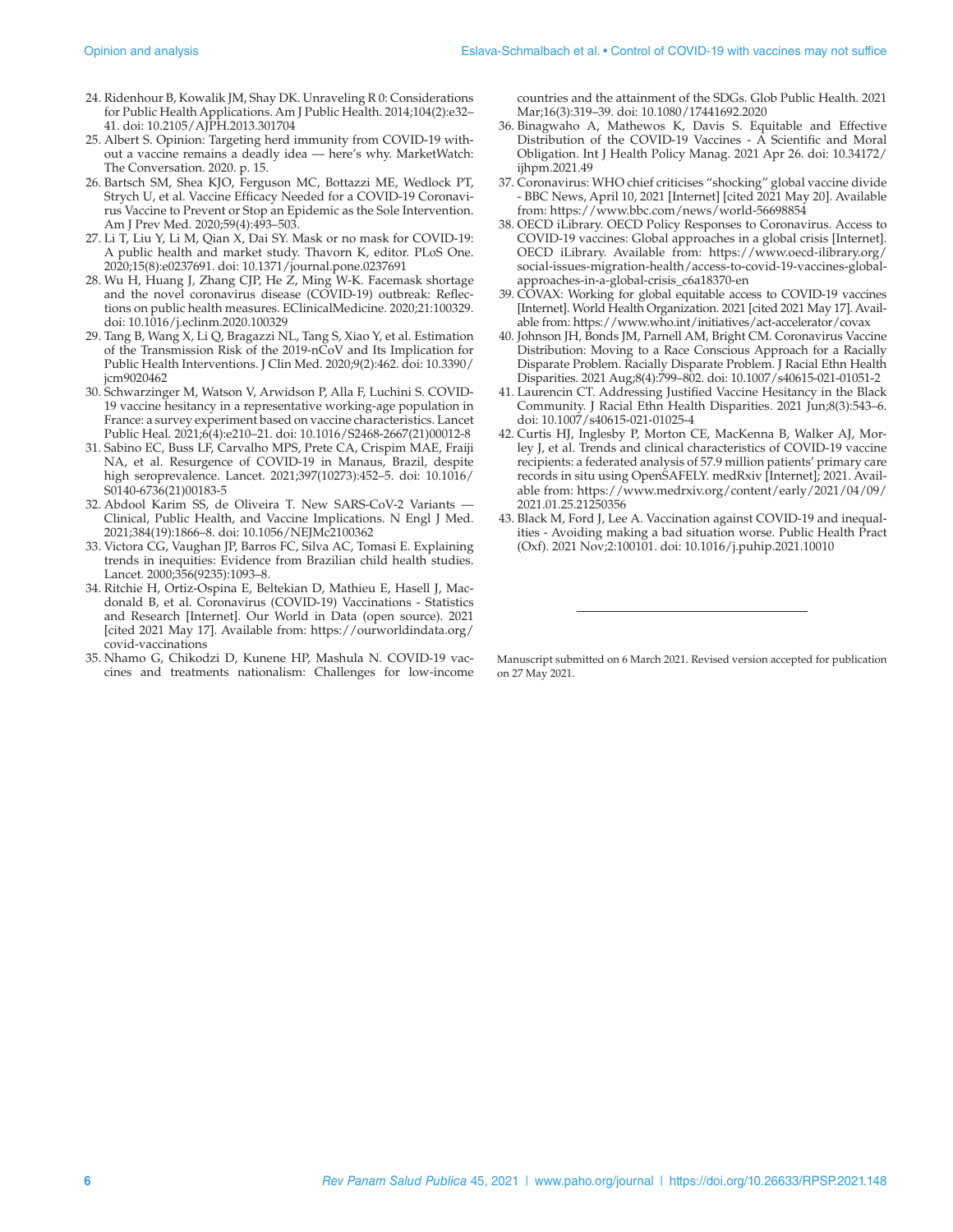24. Ridenhour B, Kowalik JM, Shay DK. Unraveling R 0: Considerations for Public Health Applications. Am J Public Health. 2014;104(2):e32–41. doi: 10.2105/AJPH.2013.301704
25. Albert S. Opinion: Targeting herd immunity from COVID-19 without a vaccine remains a deadly idea — here's why. MarketWatch: The Conversation. 2020. p. 15.
26. Bartsch SM, Shea KJO, Ferguson MC, Bottazzi ME, Wedlock PT, Strych U, et al. Vaccine Efficacy Needed for a COVID-19 Coronavirus Vaccine to Prevent or Stop an Epidemic as the Sole Intervention. Am J Prev Med. 2020;59(4):493–503.
27. Li T, Liu Y, Li M, Qian X, Dai SY. Mask or no mask for COVID-19: A public health and market study. Thavorn K, editor. PLoS One. 2020;15(8):e0237691. doi: 10.1371/journal.pone.0237691
28. Wu H, Huang J, Zhang CJP, He Z, Ming W-K. Facemask shortage and the novel coronavirus disease (COVID-19) outbreak: Reflections on public health measures. EClinicalMedicine. 2020;21:100329. doi: 10.1016/j.eclinm.2020.100329
29. Tang B, Wang X, Li Q, Bragazzi NL, Tang S, Xiao Y, et al. Estimation of the Transmission Risk of the 2019-nCoV and Its Implication for Public Health Interventions. J Clin Med. 2020;9(2):462. doi: 10.3390/jcm9020462
30. Schwarzinger M, Watson V, Arwidson P, Alla F, Luchini S. COVID-19 vaccine hesitancy in a representative working-age population in France: a survey experiment based on vaccine characteristics. Lancet Public Heal. 2021;6(4):e210–21. doi: 10.1016/S2468-2667(21)00012-8
31. Sabino EC, Buss LF, Carvalho MPS, Prete CA, Crispim MAE, Fraiji NA, et al. Resurgence of COVID-19 in Manaus, Brazil, despite high seroprevalence. Lancet. 2021;397(10273):452–5. doi: 10.1016/S0140-6736(21)00183-5
32. Abdool Karim SS, de Oliveira T. New SARS-CoV-2 Variants — Clinical, Public Health, and Vaccine Implications. N Engl J Med. 2021;384(19):1866–8. doi: 10.1056/NEJMc2100362
33. Victora CG, Vaughan JP, Barros FC, Silva AC, Tomasi E. Explaining trends in inequities: Evidence from Brazilian child health studies. Lancet. 2000;356(9235):1093–8.
34. Ritchie H, Ortiz-Ospina E, Beltekian D, Mathieu E, Hasell J, Macdonald B, et al. Coronavirus (COVID-19) Vaccinations - Statistics and Research [Internet]. Our World in Data (open source). 2021 [cited 2021 May 17]. Available from: https://ourworldindata.org/covid-vaccinations
35. Nhamo G, Chikodzi D, Kunene HP, Mashula N. COVID-19 vaccines and treatments nationalism: Challenges for low-income countries and the attainment of the SDGs. Glob Public Health. 2021 Mar;16(3):319–39. doi: 10.1080/17441692.2020
36. Binagwaho A, Mathewos K, Davis S. Equitable and Effective Distribution of the COVID-19 Vaccines - A Scientific and Moral Obligation. Int J Health Policy Manag. 2021 Apr 26. doi: 10.34172/ijhpm.2021.49
37. Coronavirus: WHO chief criticises "shocking" global vaccine divide - BBC News, April 10, 2021 [Internet] [cited 2021 May 20]. Available from: https://www.bbc.com/news/world-56698854
38. OECD iLibrary. OECD Policy Responses to Coronavirus. Access to COVID-19 vaccines: Global approaches in a global crisis [Internet]. OECD iLibrary. Available from: https://www.oecd-ilibrary.org/social-issues-migration-health/access-to-covid-19-vaccines-global-approaches-in-a-global-crisis_c6a18370-en
39. COVAX: Working for global equitable access to COVID-19 vaccines [Internet]. World Health Organization. 2021 [cited 2021 May 17]. Available from: https://www.who.int/initiatives/act-accelerator/covax
40. Johnson JH, Bonds JM, Parnell AM, Bright CM. Coronavirus Vaccine Distribution: Moving to a Race Conscious Approach for a Racially Disparate Problem. Racially Disparate Problem. J Racial Ethn Health Disparities. 2021 Aug;8(4):799–802. doi: 10.1007/s40615-021-01051-2
41. Laurencin CT. Addressing Justified Vaccine Hesitancy in the Black Community. J Racial Ethn Health Disparities. 2021 Jun;8(3):543–6. doi: 10.1007/s40615-021-01025-4
42. Curtis HJ, Inglesby P, Morton CE, MacKenna B, Walker AJ, Morley J, et al. Trends and clinical characteristics of COVID-19 vaccine recipients: a federated analysis of 57.9 million patients' primary care records in situ using OpenSAFELY. medRxiv [Internet]; 2021. Available from: https://www.medrxiv.org/content/early/2021/04/09/2021.01.25.21250356
43. Black M, Ford J, Lee A. Vaccination against COVID-19 and inequalities - Avoiding making a bad situation worse. Public Health Pract (Oxf). 2021 Nov;2:100101. doi: 10.1016/j.puhip.2021.10010

---

Manuscript submitted on 6 March 2021. Revised version accepted for publication on 27 May 2021.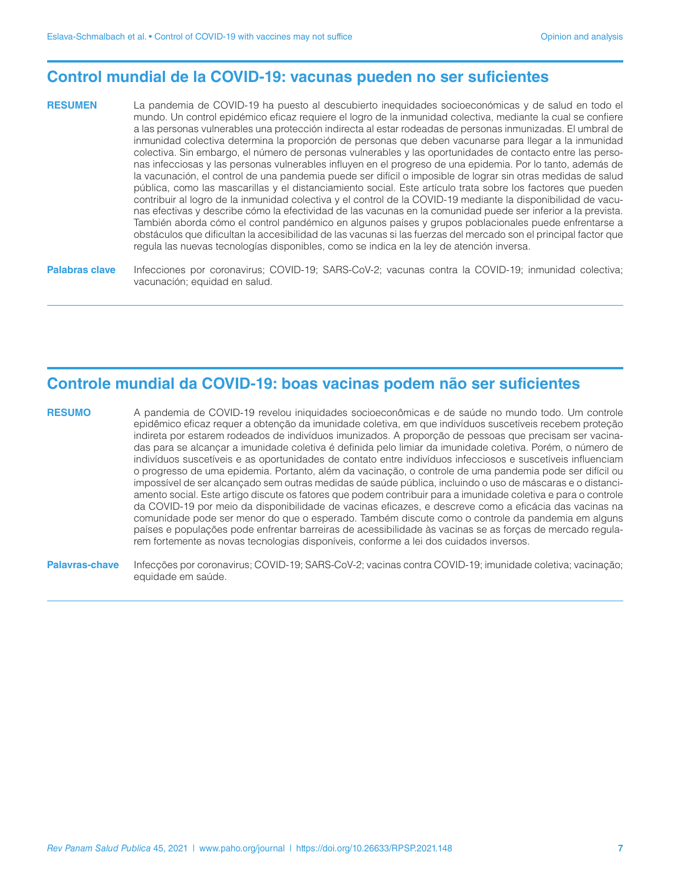## Control mundial de la COVID-19: vacunas pueden no ser suficientes

**RESUMEN** La pandemia de COVID-19 ha puesto al descubierto inequidades socioeconómicas y de salud en todo el mundo. Un control epidémico eficaz requiere el logro de la inmunidad colectiva, mediante la cual se confiere a las personas vulnerables una protección indirecta al estar rodeadas de personas inmunizadas. El umbral de inmunidad colectiva determina la proporción de personas que deben vacunarse para llegar a la inmunidad colectiva. Sin embargo, el número de personas vulnerables y las oportunidades de contacto entre las personas infecciosas y las personas vulnerables influyen en el progreso de una epidemia. Por lo tanto, además de la vacunación, el control de una pandemia puede ser difícil o imposible de lograr sin otras medidas de salud pública, como las mascarillas y el distanciamiento social. Este artículo trata sobre los factores que pueden contribuir al logro de la inmunidad colectiva y el control de la COVID-19 mediante la disponibilidad de vacunas efectivas y describe cómo la efectividad de las vacunas en la comunidad puede ser inferior a la prevista. También aborda cómo el control pandémico en algunos países y grupos poblacionales puede enfrentarse a obstáculos que dificultan la accesibilidad de las vacunas si las fuerzas del mercado son el principal factor que regula las nuevas tecnologías disponibles, como se indica en la ley de atención inversa.

**Palabras clave** Infecciones por coronavirus; COVID-19; SARS-CoV-2; vacunas contra la COVID-19; inmunidad colectiva; vacunación; equidad en salud.

## Controle mundial da COVID-19: boas vacinas podem não ser suficientes

**RESUMO** A pandemia de COVID-19 revelou iniquidades socioeconômicas e de saúde no mundo todo. Um controle epidêmico eficaz requer a obtenção da imunidade coletiva, em que indivíduos suscetíveis recebem proteção indireta por estarem rodeados de indivíduos imunizados. A proporção de pessoas que precisam ser vacinadas para se alcançar a imunidade coletiva é definida pelo limiar da imunidade coletiva. Porém, o número de indivíduos suscetíveis e as oportunidades de contato entre indivíduos infecciosos e suscetíveis influenciam o progresso de uma epidemia. Portanto, além da vacinação, o controle de uma pandemia pode ser difícil ou impossível de ser alcançado sem outras medidas de saúde pública, incluindo o uso de máscaras e o distanciamento social. Este artigo discute os fatores que podem contribuir para a imunidade coletiva e para o controle da COVID-19 por meio da disponibilidade de vacinas eficazes, e descreve como a eficácia das vacinas na comunidade pode ser menor do que o esperado. Também discute como o controle da pandemia em alguns países e populações pode enfrentar barreiras de acessibilidade às vacinas se as forças de mercado regularem fortemente as novas tecnologias disponíveis, conforme a lei dos cuidados inversos.

**Palavras-chave** Infecções por coronavirus; COVID-19; SARS-CoV-2; vacinas contra COVID-19; imunidade coletiva; vacinação; equidade em saúde.